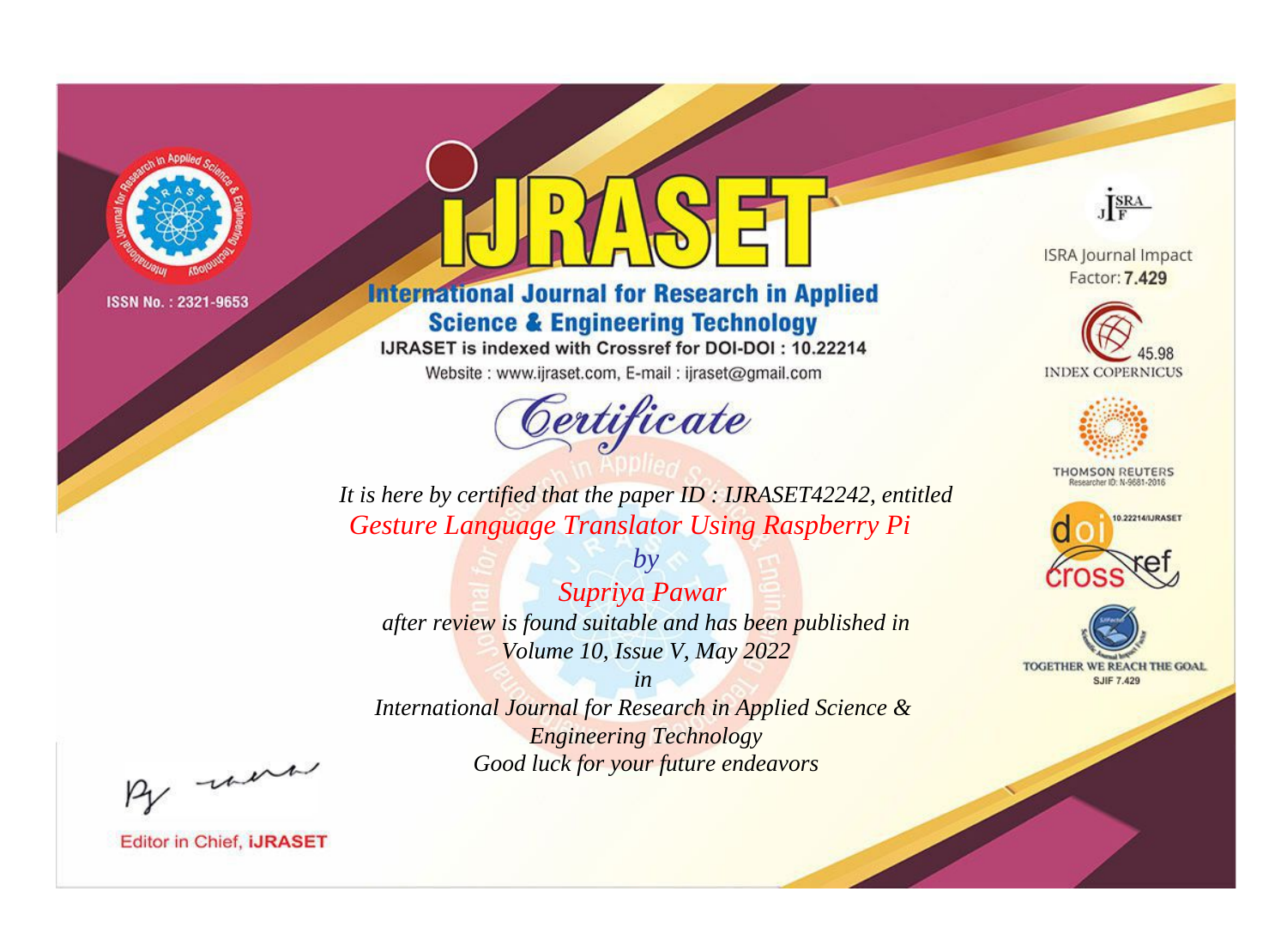ISSN No. : 2321-9653

# iJRASET

## International Journal for Research in Applied Science & Engineering Technology

IJRASET is indexed with Crossref for DOI-DOI : 10.22214

Website : www.ijraset.com, E-mail : ijraset@gmail.com

ISRA Journal Impact Factor: **7.429**

45.98 INDEX COPERNICUS

THOMSON REUTERS Researcher ID: N-9681-2016

10.22214/IJRASET

TOGETHER WE REACH THE GOAL SJIF 7.429

# *Certificate*

*It is here by certified that the paper ID : IJRASET42242, entitled*

*Gesture Language Translator Using Raspberry Pi*

*by*

*Supriya Pawar*

*after review is found suitable and has been published in*

*Volume 10, Issue V, May 2022*

*in*

*International Journal for Research in Applied Science & Engineering Technology*

*Good luck for your future endeavors*

Editor in Chief, **iJRASET**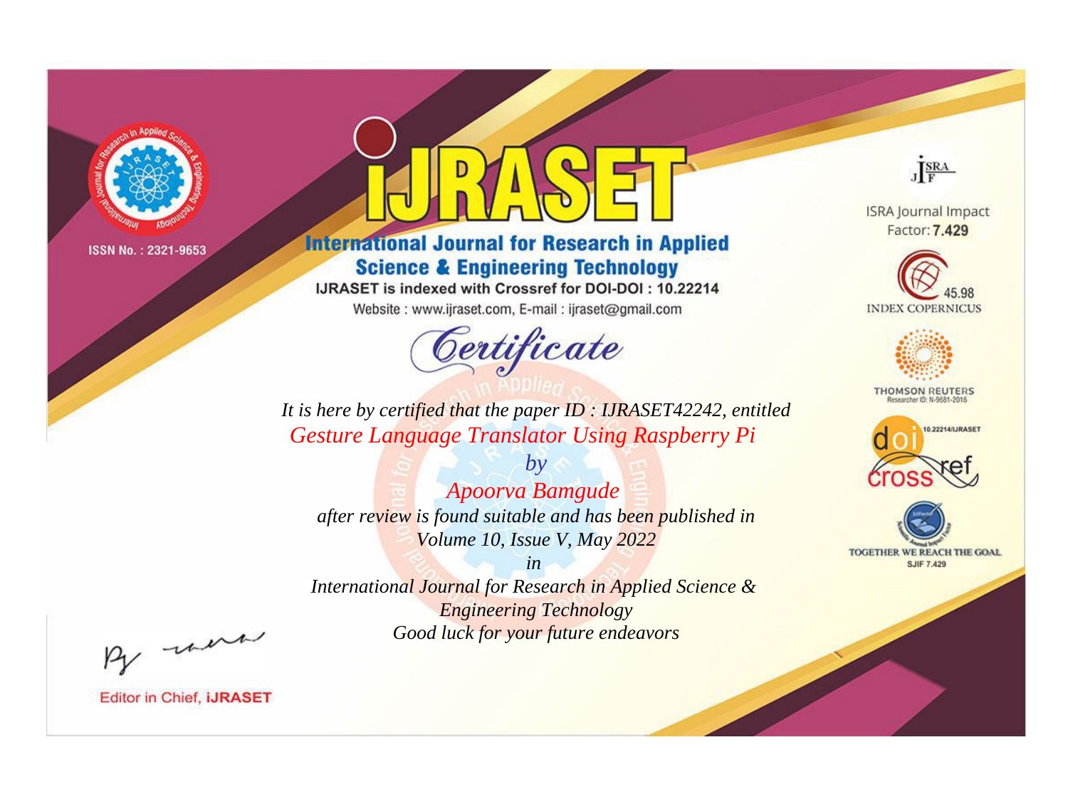ISSN No. : 2321-9653

# iJRASET

## International Journal for Research in Applied Science & Engineering Technology

IJRASET is indexed with Crossref for DOI-DOI : 10.22214

Website : www.ijraset.com, E-mail : ijraset@gmail.com

# Certificate

*It is here by certified that the paper ID : IJRASET42242, entitled*

*Gesture Language Translator Using Raspberry Pi*

*by*

*Apoorva Bamgude*

*after review is found suitable and has been published in*

*Volume 10, Issue V, May 2022*

*in*

*International Journal for Research in Applied Science & Engineering Technology*

*Good luck for your future endeavors*

ISRA Journal Impact Factor: **7.429**

45.98 INDEX COPERNICUS

THOMSON REUTERS Researcher ID: N-9681-2016

10.22214/IJRASET

TOGETHER WE REACH THE GOAL SJIF 7.429

Editor in Chief, **iJRASET**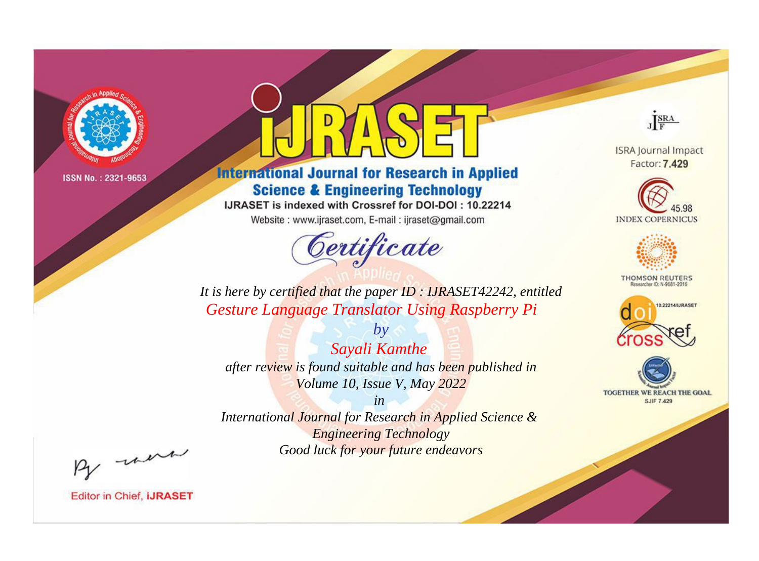ISSN No. : 2321-9653

# iJRASET

## International Journal for Research in Applied Science & Engineering Technology

IJRASET is indexed with Crossref for DOI-DOI : 10.22214

Website : www.ijraset.com, E-mail : ijraset@gmail.com

# *Certificate*

*It is here by certified that the paper ID : IJRASET42242, entitled*

*Gesture Language Translator Using Raspberry Pi*

*by*

*Sayali Kamthe*

*after review is found suitable and has been published in*

*Volume 10, Issue V, May 2022*

*in*

*International Journal for Research in Applied Science & Engineering Technology*

*Good luck for your future endeavors*

ISRA Journal Impact Factor: **7.429**

45.98 INDEX COPERNICUS

THOMSON REUTERS Researcher ID: N-9681-2016

10.22214/IJRASET

TOGETHER WE REACH THE GOAL SJIF 7.429

Editor in Chief, **iJRASET**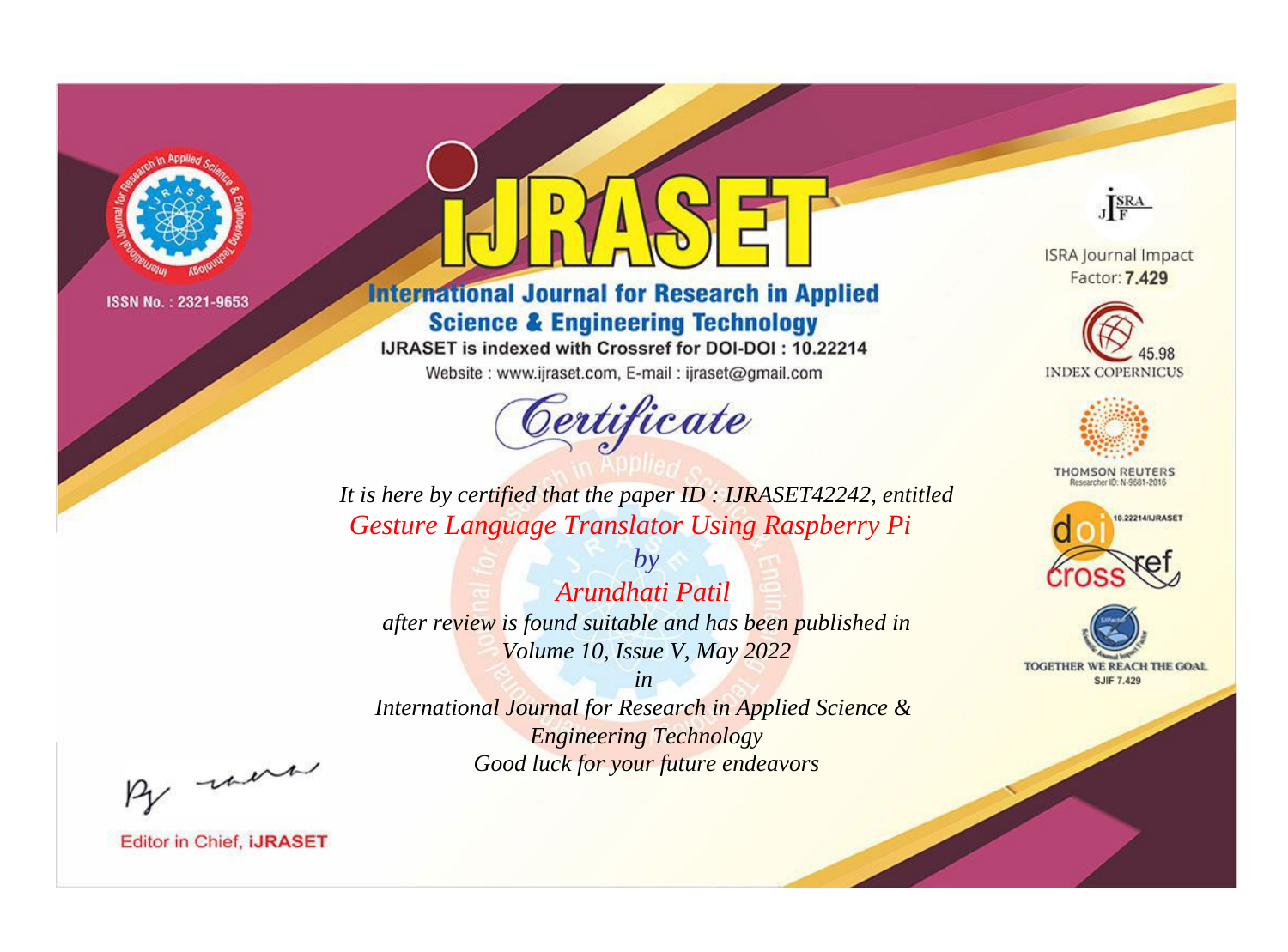ISSN No. : 2321-9653

# IJRASET

## International Journal for Research in Applied Science & Engineering Technology

IJRASET is indexed with Crossref for DOI-DOI : 10.22214

Website : www.ijraset.com, E-mail : ijraset@gmail.com

ISRA Journal Impact Factor: **7.429**

45.98 INDEX COPERNICUS

THOMSON REUTERS Researcher ID: N-9681-2016

10.22214/IJRASET

TOGETHER WE REACH THE GOAL SJIF 7.429

*Certificate*

*It is here by certified that the paper ID : IJRASET42242, entitled*

*Gesture Language Translator Using Raspberry Pi*

*by*

*Arundhati Patil*

*after review is found suitable and has been published in*

*Volume 10, Issue V, May 2022*

*in*

*International Journal for Research in Applied Science & Engineering Technology*

*Good luck for your future endeavors*

Editor in Chief, **IJRASET**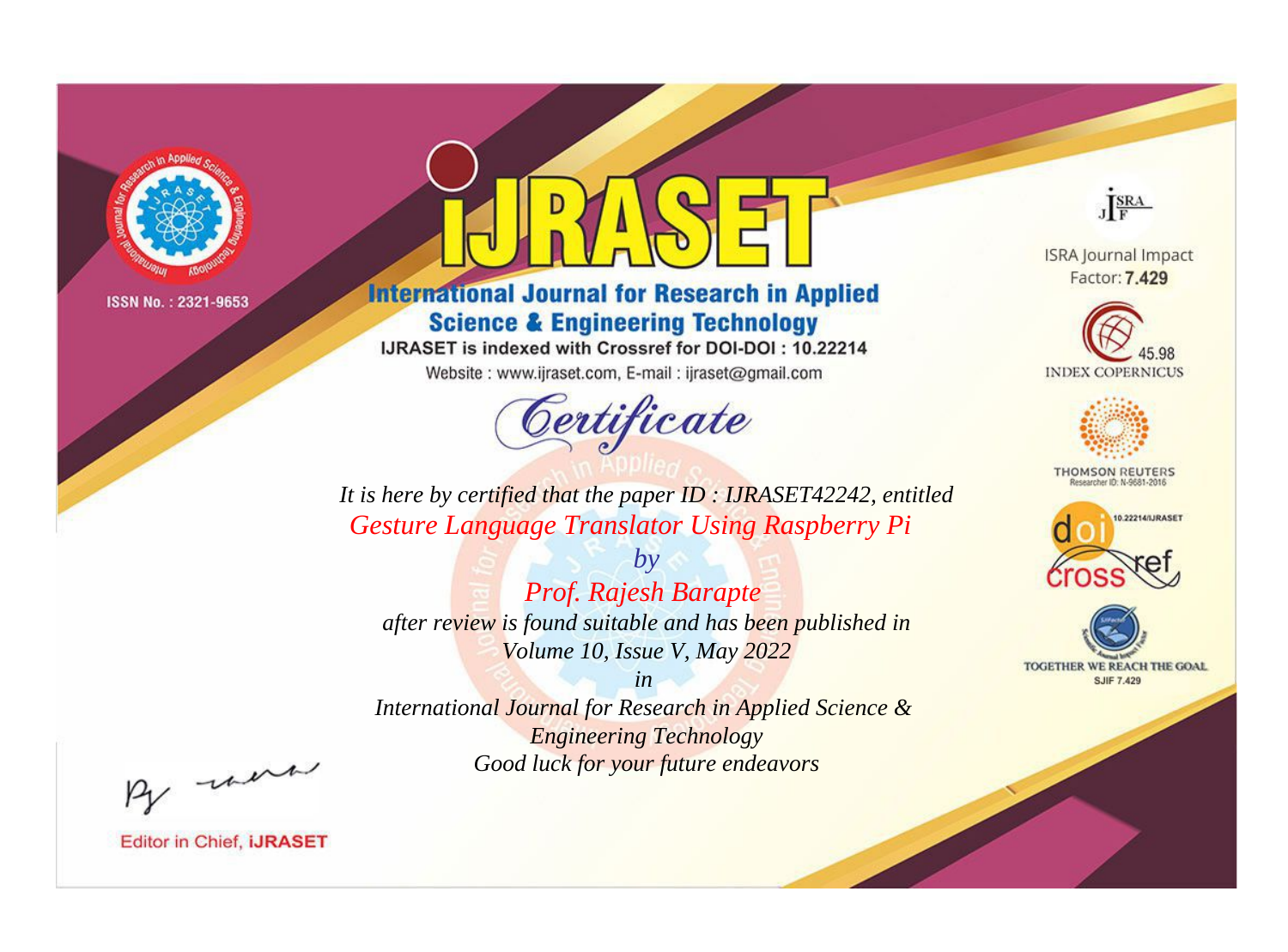ISSN No. : 2321-9653

# IJRASET

## International Journal for Research in Applied Science & Engineering Technology

IJRASET is indexed with Crossref for DOI-DOI : 10.22214

Website : www.ijraset.com, E-mail : ijraset@gmail.com

*Certificate*

*It is here by certified that the paper ID : IJRASET42242, entitled*

*Gesture Language Translator Using Raspberry Pi*

*by*

*Prof. Rajesh Barapte*

*after review is found suitable and has been published in*

*Volume 10, Issue V, May 2022*

*in*

*International Journal for Research in Applied Science & Engineering Technology*

*Good luck for your future endeavors*

ISRA Journal Impact Factor: **7.429**

45.98 INDEX COPERNICUS

THOMSON REUTERS Researcher ID: N-9681-2016

10.22214/IJRASET

TOGETHER WE REACH THE GOAL SJIF 7.429

Editor in Chief, **iJRASET**